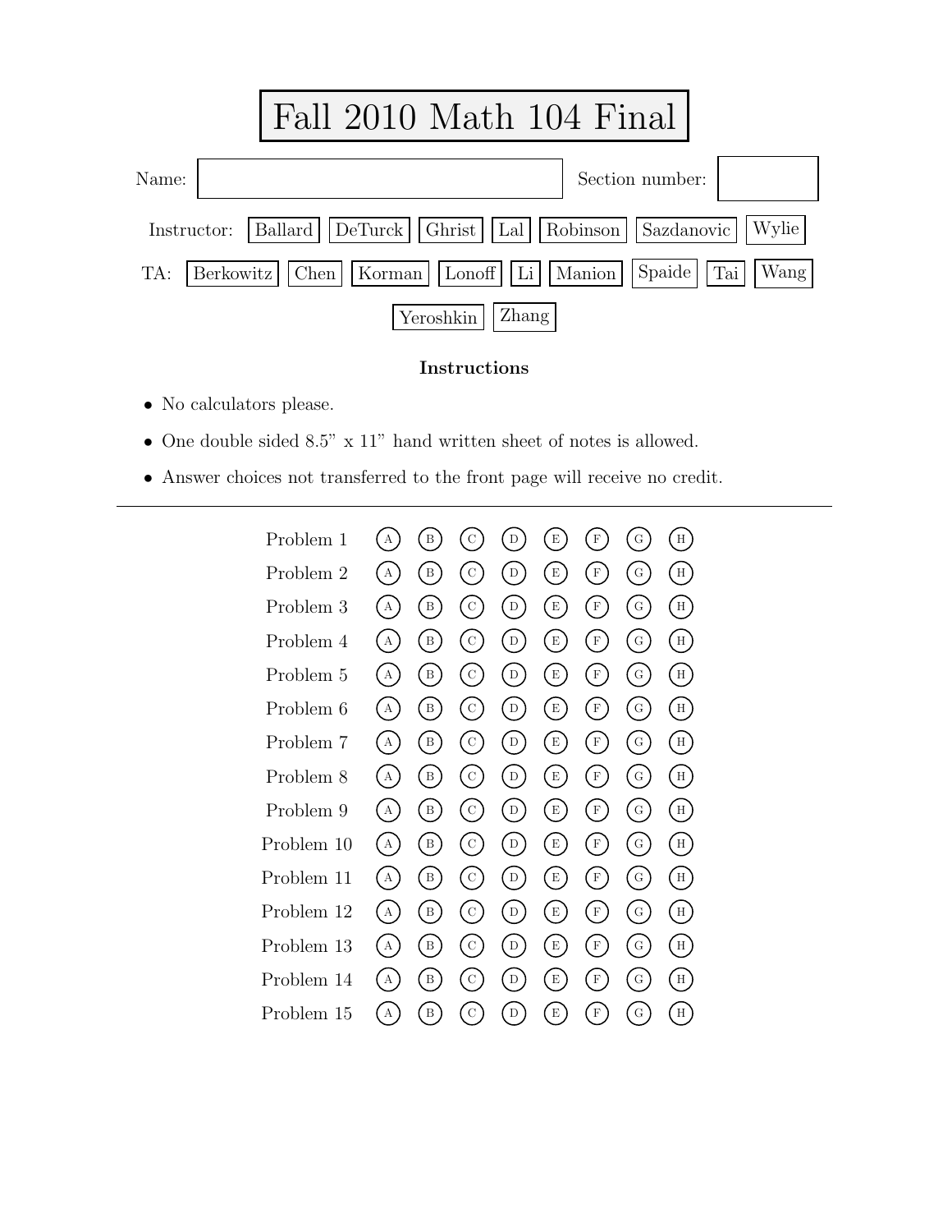# Fall 2010 Math 104 Final

Name: ____________________ Section number: ________

Instructor: Ballard | DeTurck | Ghrist | Lal | Robinson | Sazdanovic | Wylie

TA: Berkowitz | Chen | Korman | Lonoff | Li | Manion | Spaide | Tai | Wang | Yeroshkin | Zhang

**Instructions**

- No calculators please.
- One double sided 8.5" x 11" hand written sheet of notes is allowed.
- Answer choices not transferred to the front page will receive no credit.

---

| Problem | | | | | | | | |
|---|---|---|---|---|---|---|---|---|
| Problem 1 | A | B | C | D | E | F | G | H |
| Problem 2 | A | B | C | D | E | F | G | H |
| Problem 3 | A | B | C | D | E | F | G | H |
| Problem 4 | A | B | C | D | E | F | G | H |
| Problem 5 | A | B | C | D | E | F | G | H |
| Problem 6 | A | B | C | D | E | F | G | H |
| Problem 7 | A | B | C | D | E | F | G | H |
| Problem 8 | A | B | C | D | E | F | G | H |
| Problem 9 | A | B | C | D | E | F | G | H |
| Problem 10 | A | B | C | D | E | F | G | H |
| Problem 11 | A | B | C | D | E | F | G | H |
| Problem 12 | A | B | C | D | E | F | G | H |
| Problem 13 | A | B | C | D | E | F | G | H |
| Problem 14 | A | B | C | D | E | F | G | H |
| Problem 15 | A | B | C | D | E | F | G | H |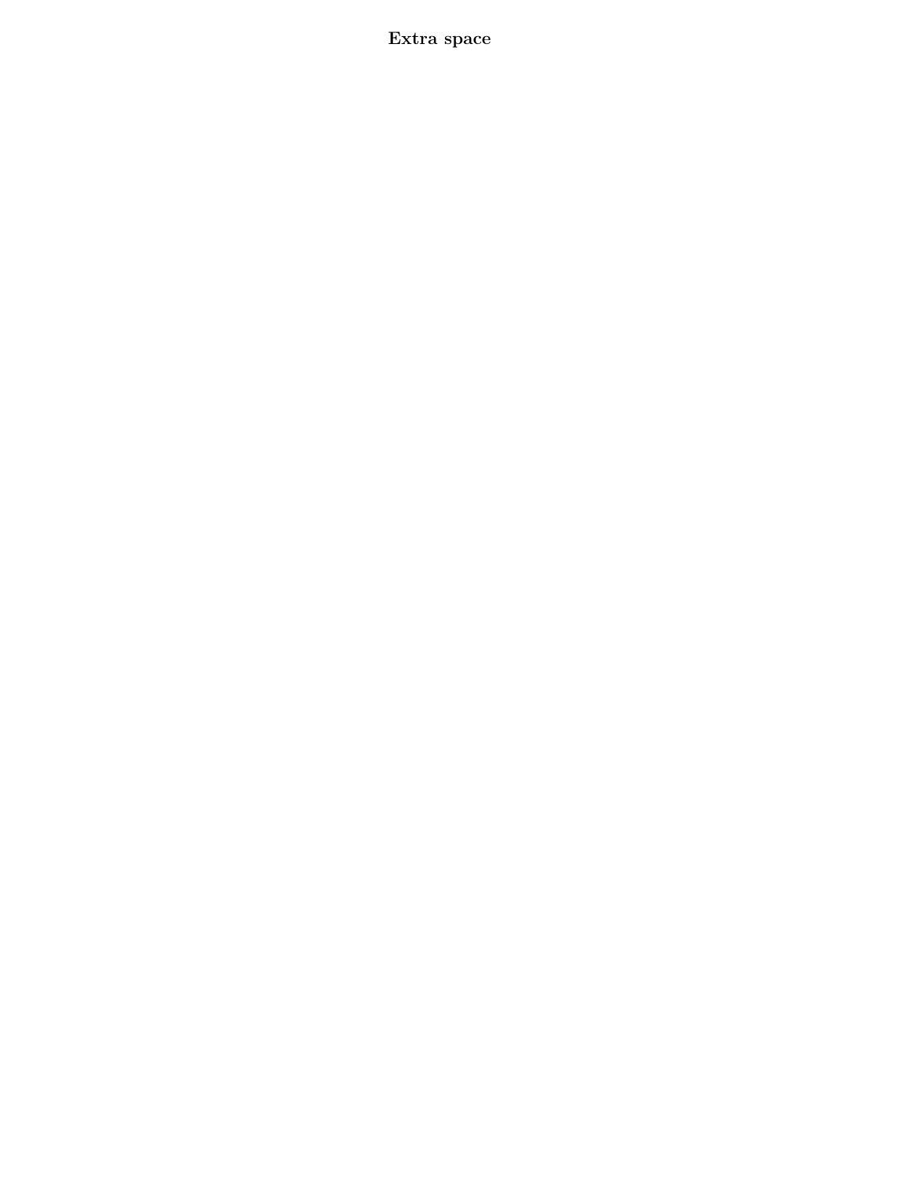**Extra space**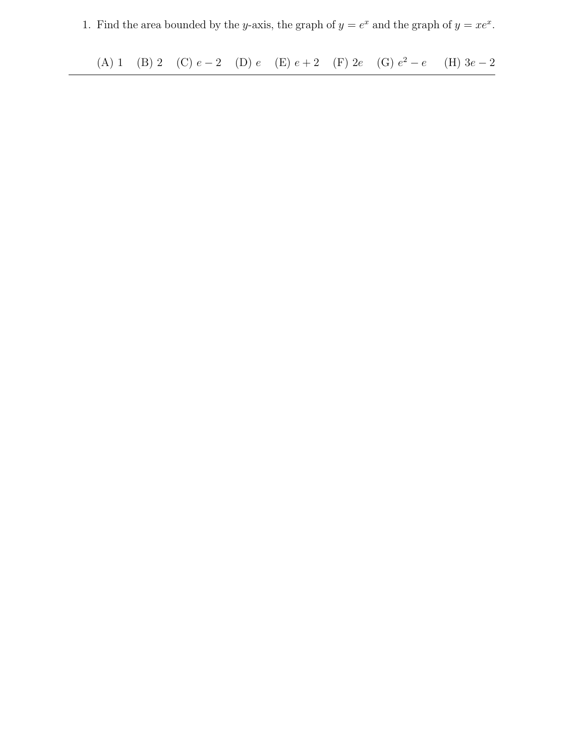1. Find the area bounded by the $y$-axis, the graph of $y = e^x$ and the graph of $y = xe^x$.

(A) 1 (B) 2 (C) $e - 2$ (D) $e$ (E) $e + 2$ (F) $2e$ (G) $e^2 - e$ (H) $3e - 2$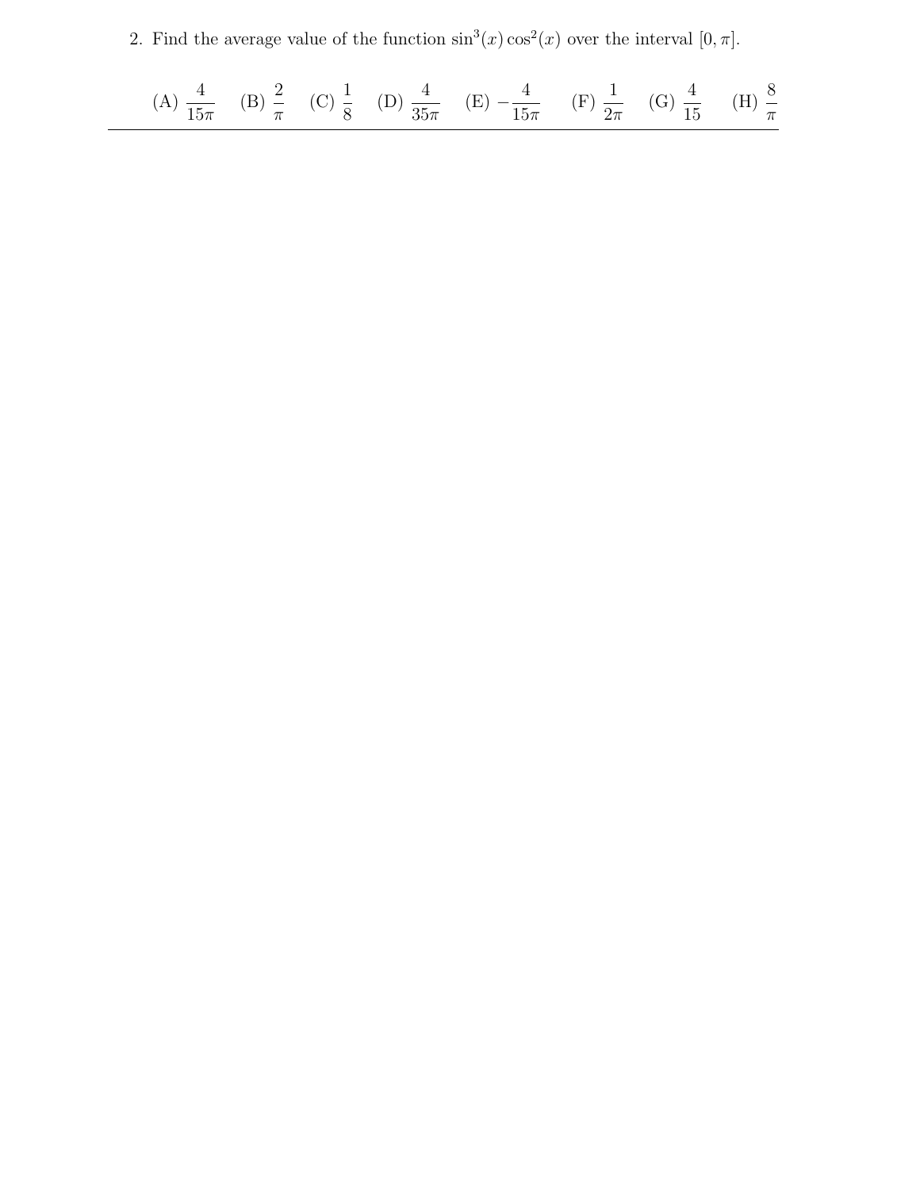2. Find the average value of the function $\sin^3(x)\cos^2(x)$ over the interval $[0, \pi]$.

(A) $\dfrac{4}{15\pi}$ (B) $\dfrac{2}{\pi}$ (C) $\dfrac{1}{8}$ (D) $\dfrac{4}{35\pi}$ (E) $-\dfrac{4}{15\pi}$ (F) $\dfrac{1}{2\pi}$ (G) $\dfrac{4}{15}$ (H) $\dfrac{8}{\pi}$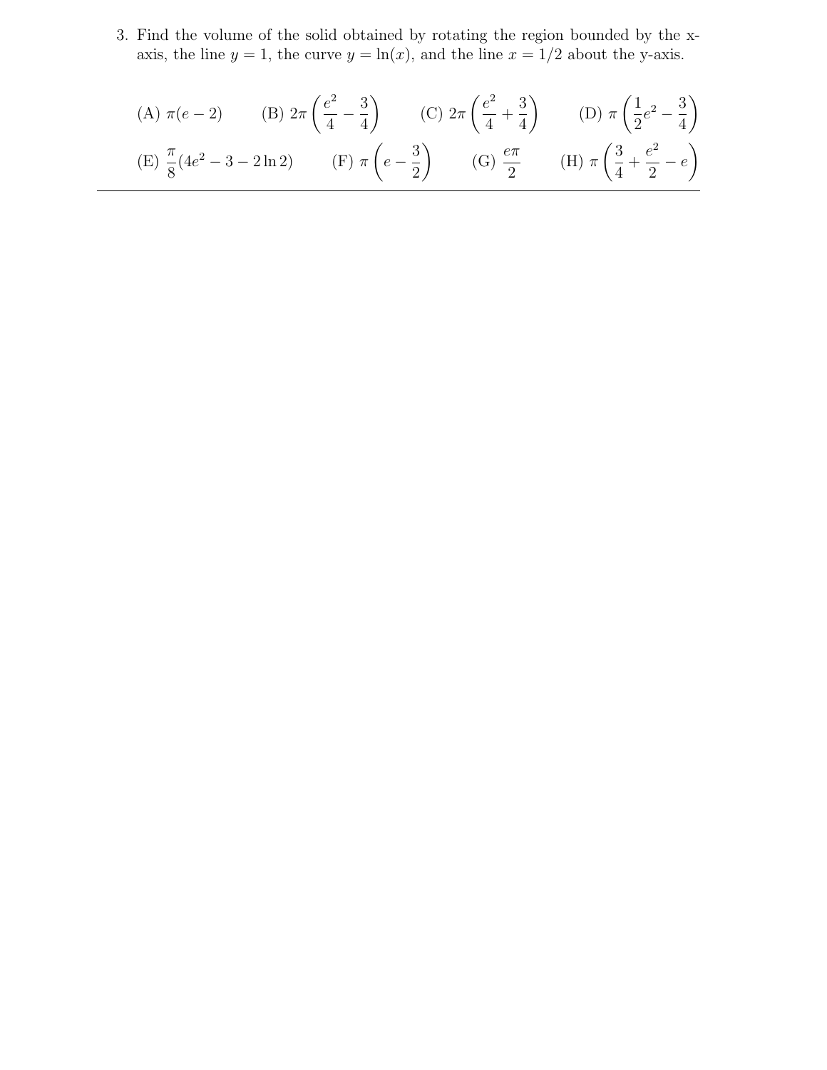3. Find the volume of the solid obtained by rotating the region bounded by the x-axis, the line $y = 1$, the curve $y = \ln(x)$, and the line $x = 1/2$ about the y-axis.

(A) $\pi(e-2)$ (B) $2\pi\left(\frac{e^2}{4} - \frac{3}{4}\right)$ (C) $2\pi\left(\frac{e^2}{4} + \frac{3}{4}\right)$ (D) $\pi\left(\frac{1}{2}e^2 - \frac{3}{4}\right)$

(E) $\frac{\pi}{8}(4e^2 - 3 - 2\ln 2)$ (F) $\pi\left(e - \frac{3}{2}\right)$ (G) $\frac{e\pi}{2}$ (H) $\pi\left(\frac{3}{4} + \frac{e^2}{2} - e\right)$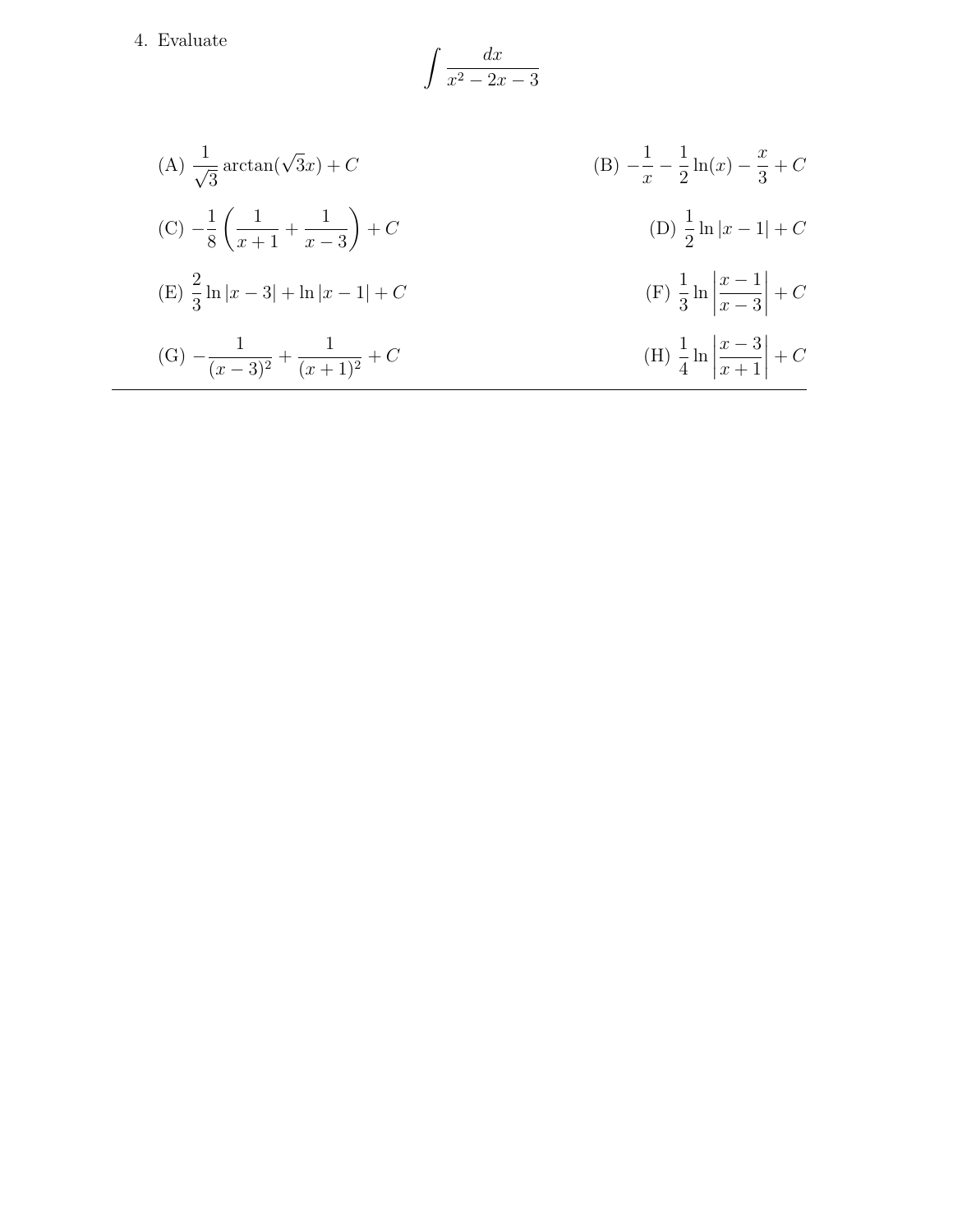4. Evaluate

$$\int \frac{dx}{x^2 - 2x - 3}$$

(A) $\dfrac{1}{\sqrt{3}} \arctan(\sqrt{3}x) + C$

(B) $-\dfrac{1}{x} - \dfrac{1}{2}\ln(x) - \dfrac{x}{3} + C$

(C) $-\dfrac{1}{8}\left(\dfrac{1}{x+1} + \dfrac{1}{x-3}\right) + C$

(D) $\dfrac{1}{2}\ln|x-1| + C$

(E) $\dfrac{2}{3}\ln|x-3| + \ln|x-1| + C$

(F) $\dfrac{1}{3}\ln\left|\dfrac{x-1}{x-3}\right| + C$

(G) $-\dfrac{1}{(x-3)^2} + \dfrac{1}{(x+1)^2} + C$

(H) $\dfrac{1}{4}\ln\left|\dfrac{x-3}{x+1}\right| + C$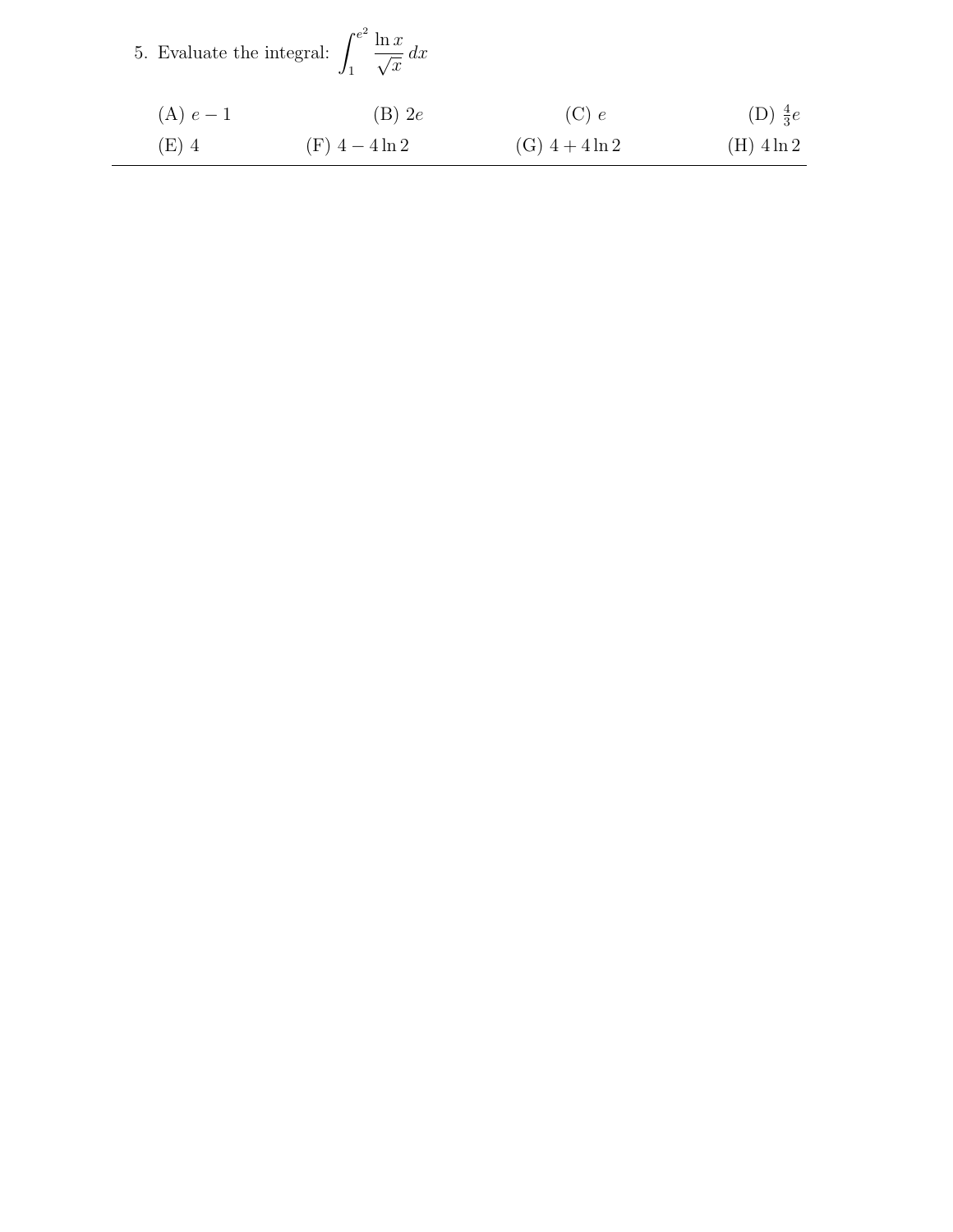5. Evaluate the integral: $\int_1^{e^2} \frac{\ln x}{\sqrt{x}}\, dx$

(A) $e - 1$ (B) $2e$ (C) $e$ (D) $\frac{4}{3}e$

(E) $4$ (F) $4 - 4\ln 2$ (G) $4 + 4\ln 2$ (H) $4\ln 2$

---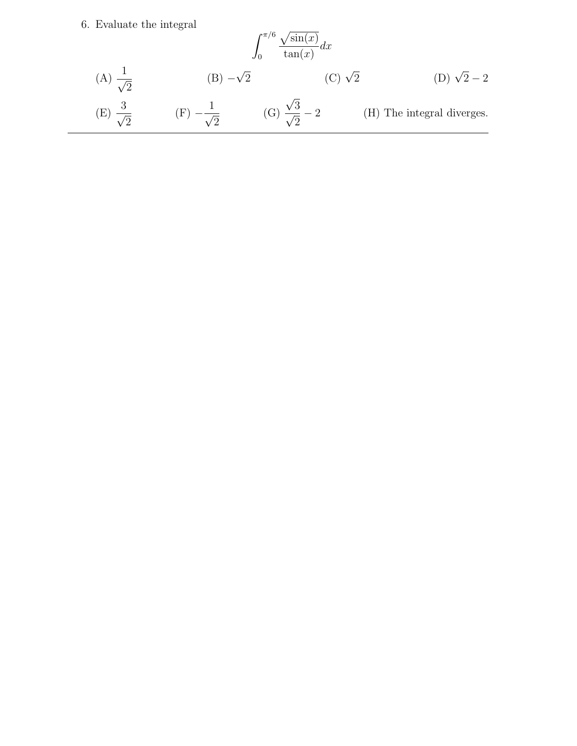6. Evaluate the integral

$$\int_0^{\pi/6} \frac{\sqrt{\sin(x)}}{\tan(x)} dx$$

(A) $\frac{1}{\sqrt{2}}$ (B) $-\sqrt{2}$ (C) $\sqrt{2}$ (D) $\sqrt{2}-2$

(E) $\frac{3}{\sqrt{2}}$ (F) $-\frac{1}{\sqrt{2}}$ (G) $\frac{\sqrt{3}}{\sqrt{2}}-2$ (H) The integral diverges.

---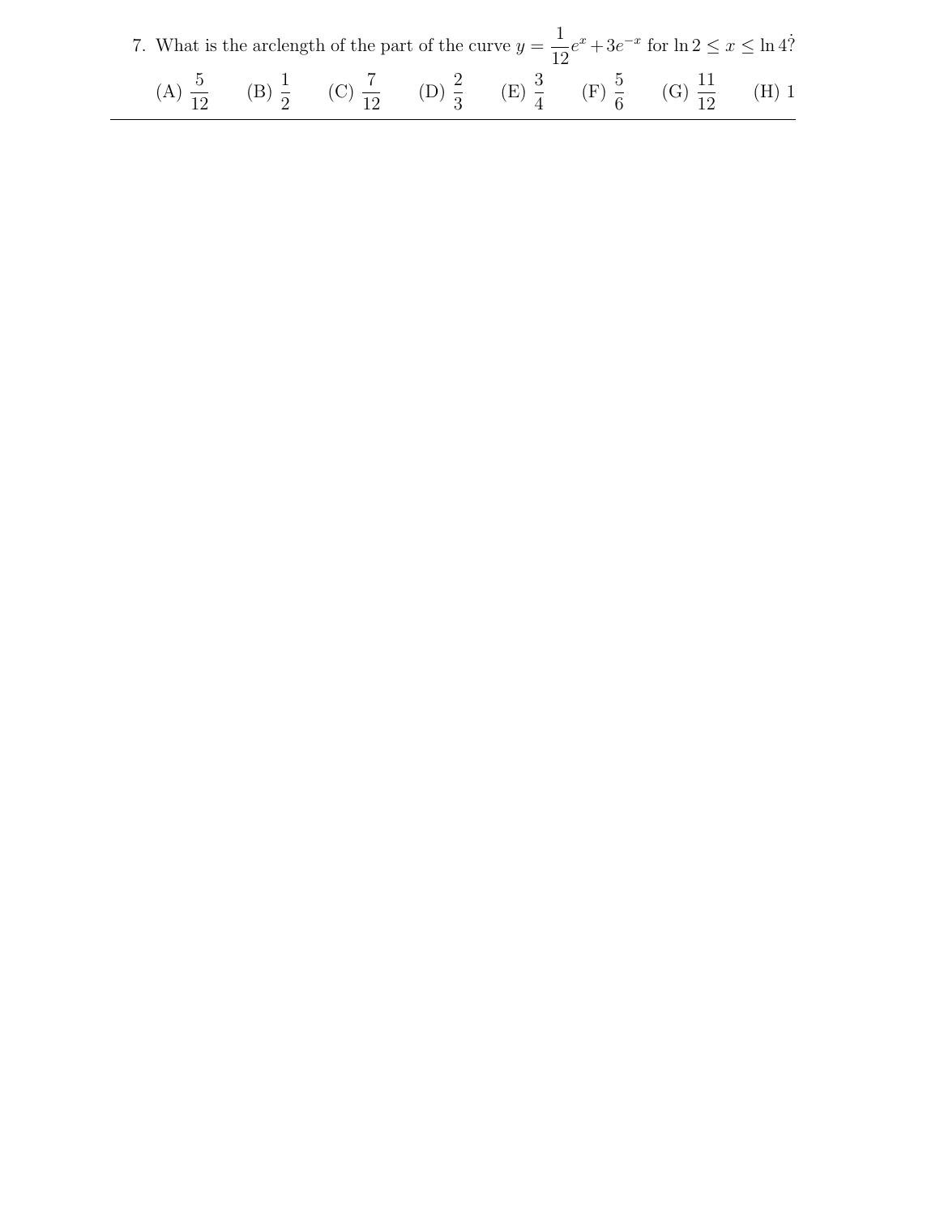7. What is the arclength of the part of the curve $y = \frac{1}{12}e^x + 3e^{-x}$ for $\ln 2 \leq x \leq \ln 4$?

(A) $\frac{5}{12}$ (B) $\frac{1}{2}$ (C) $\frac{7}{12}$ (D) $\frac{2}{3}$ (E) $\frac{3}{4}$ (F) $\frac{5}{6}$ (G) $\frac{11}{12}$ (H) 1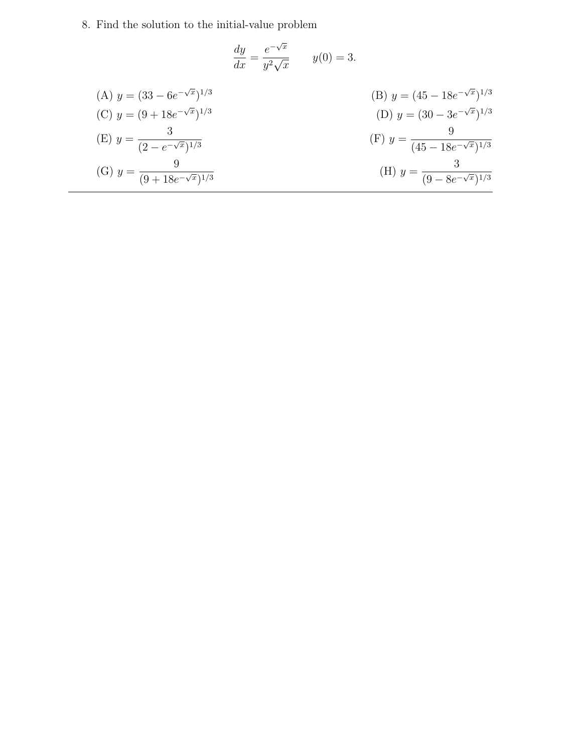8. Find the solution to the initial-value problem

$$\frac{dy}{dx} = \frac{e^{-\sqrt{x}}}{y^2\sqrt{x}} \qquad y(0) = 3.$$

(A) $y = (33 - 6e^{-\sqrt{x}})^{1/3}$

(B) $y = (45 - 18e^{-\sqrt{x}})^{1/3}$

(C) $y = (9 + 18e^{-\sqrt{x}})^{1/3}$

(D) $y = (30 - 3e^{-\sqrt{x}})^{1/3}$

(E) $y = \dfrac{3}{(2 - e^{-\sqrt{x}})^{1/3}}$

(F) $y = \dfrac{9}{(45 - 18e^{-\sqrt{x}})^{1/3}}$

(G) $y = \dfrac{9}{(9 + 18e^{-\sqrt{x}})^{1/3}}$

(H) $y = \dfrac{3}{(9 - 8e^{-\sqrt{x}})^{1/3}}$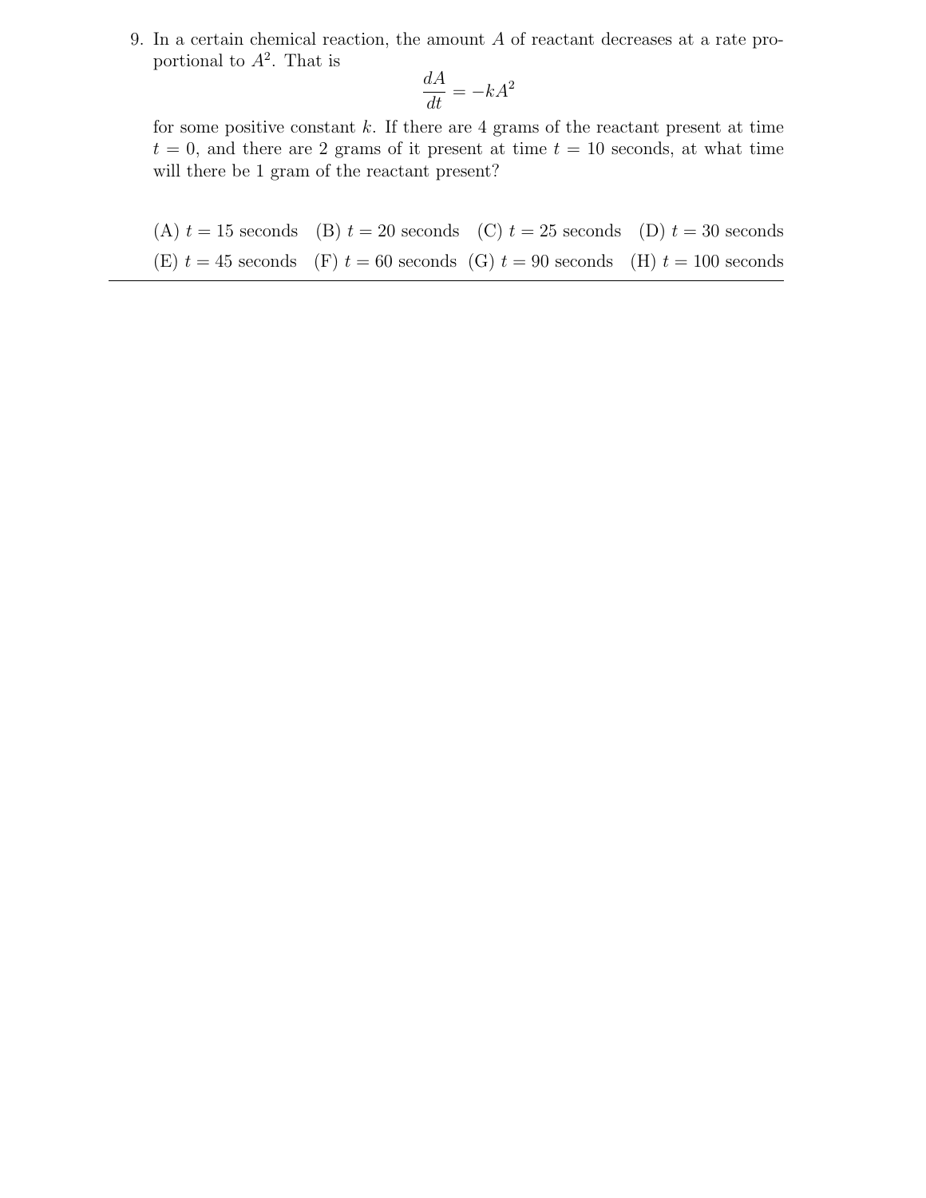9. In a certain chemical reaction, the amount $A$ of reactant decreases at a rate proportional to $A^2$. That is

$$\frac{dA}{dt} = -kA^2$$

for some positive constant $k$. If there are 4 grams of the reactant present at time $t = 0$, and there are 2 grams of it present at time $t = 10$ seconds, at what time will there be 1 gram of the reactant present?

(A) $t = 15$ seconds (B) $t = 20$ seconds (C) $t = 25$ seconds (D) $t = 30$ seconds

(E) $t = 45$ seconds (F) $t = 60$ seconds (G) $t = 90$ seconds (H) $t = 100$ seconds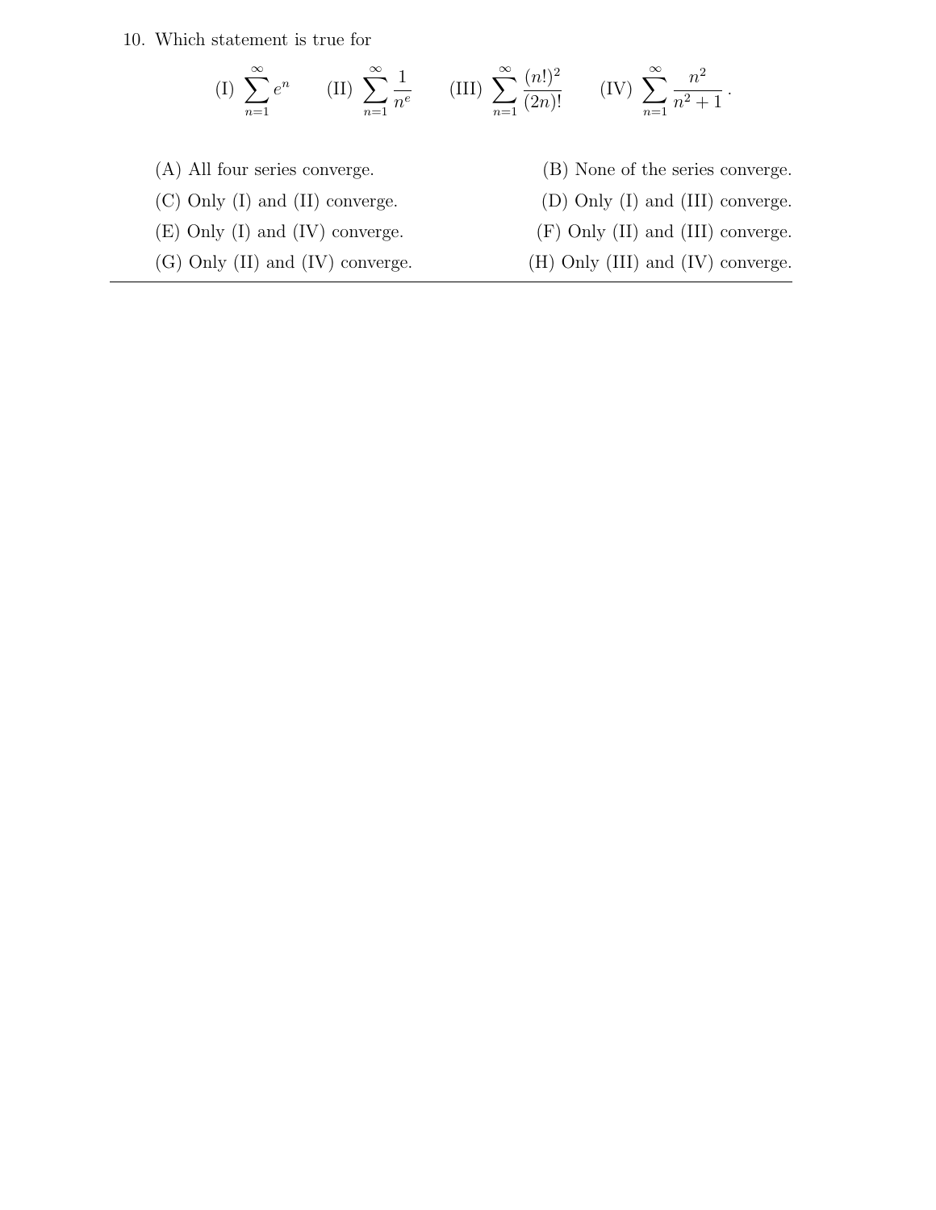10. Which statement is true for

$$\text{(I)} \sum_{n=1}^{\infty} e^n \qquad \text{(II)} \sum_{n=1}^{\infty} \frac{1}{n^e} \qquad \text{(III)} \sum_{n=1}^{\infty} \frac{(n!)^2}{(2n)!} \qquad \text{(IV)} \sum_{n=1}^{\infty} \frac{n^2}{n^2+1}\,.$$

(A) All four series converge.

(B) None of the series converge.

(C) Only (I) and (II) converge.

(D) Only (I) and (III) converge.

(E) Only (I) and (IV) converge.

(F) Only (II) and (III) converge.

(G) Only (II) and (IV) converge.

(H) Only (III) and (IV) converge.

---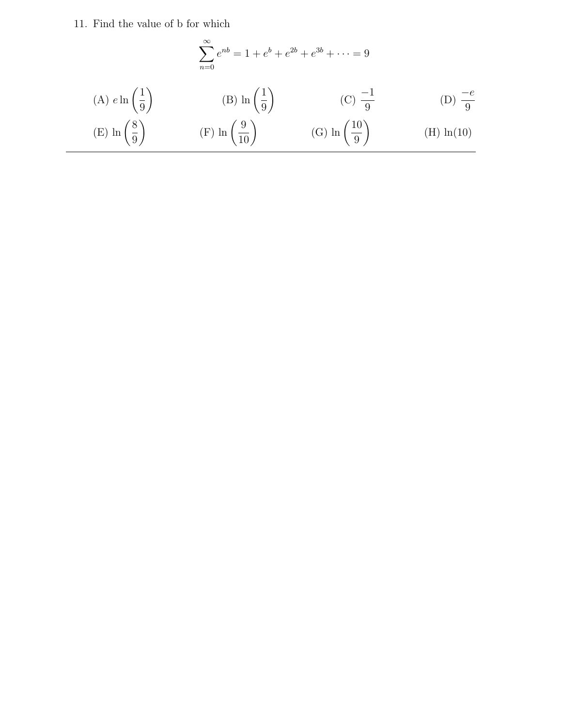11. Find the value of b for which

$$\sum_{n=0}^{\infty} e^{nb} = 1 + e^{b} + e^{2b} + e^{3b} + \cdots = 9$$

(A) $e \ln\left(\frac{1}{9}\right)$

(B) $\ln\left(\frac{1}{9}\right)$

(C) $\frac{-1}{9}$

(D) $\frac{-e}{9}$

(E) $\ln\left(\frac{8}{9}\right)$

(F) $\ln\left(\frac{9}{10}\right)$

(G) $\ln\left(\frac{10}{9}\right)$

(H) $\ln(10)$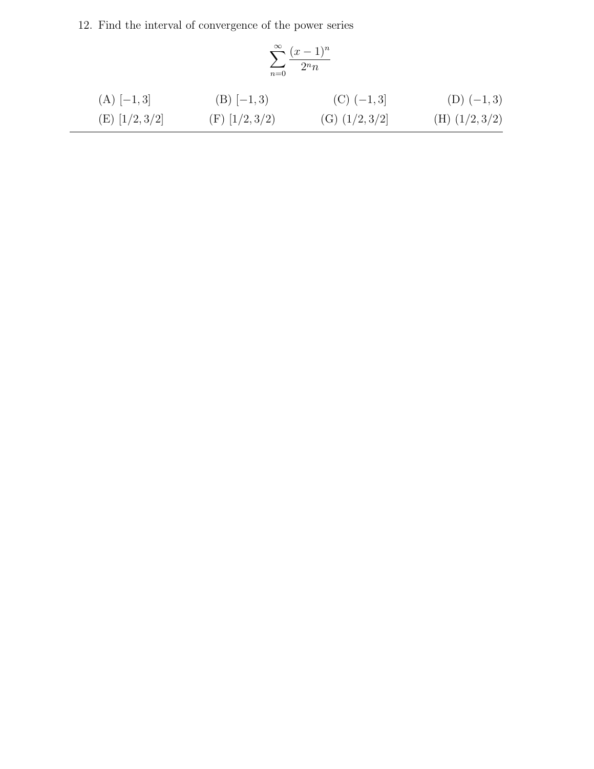12. Find the interval of convergence of the power series

$$\sum_{n=0}^{\infty} \frac{(x-1)^n}{2^n n}$$

| | | | |
|---|---|---|---|
| (A) $[-1, 3]$ | (B) $[-1, 3)$ | (C) $(-1, 3]$ | (D) $(-1, 3)$ |
| (E) $[1/2, 3/2]$ | (F) $[1/2, 3/2)$ | (G) $(1/2, 3/2]$ | (H) $(1/2, 3/2)$ |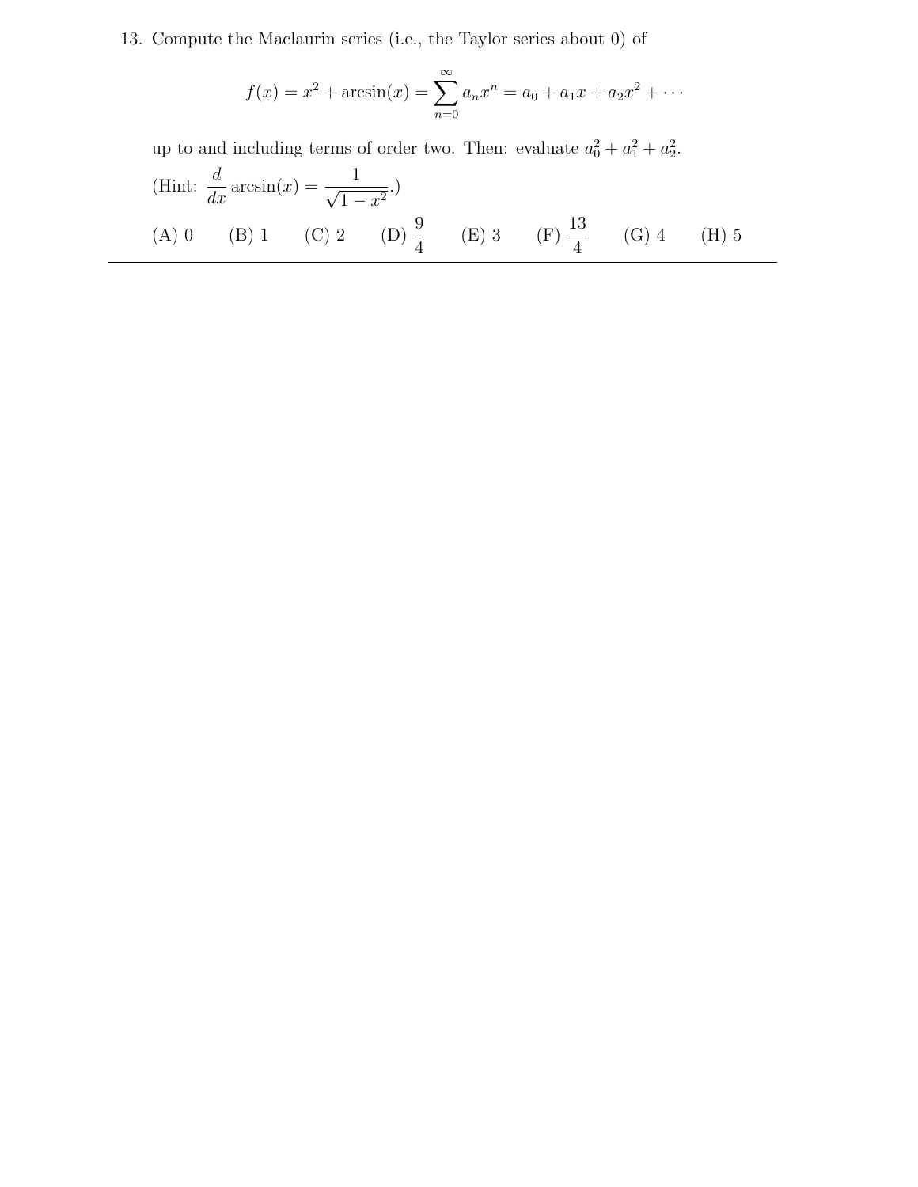13. Compute the Maclaurin series (i.e., the Taylor series about 0) of

$$f(x) = x^2 + \arcsin(x) = \sum_{n=0}^{\infty} a_n x^n = a_0 + a_1 x + a_2 x^2 + \cdots$$

up to and including terms of order two. Then: evaluate $a_0^2 + a_1^2 + a_2^2$.

(Hint: $\dfrac{d}{dx} \arcsin(x) = \dfrac{1}{\sqrt{1 - x^2}}$.)

(A) 0 (B) 1 (C) 2 (D) $\dfrac{9}{4}$ (E) 3 (F) $\dfrac{13}{4}$ (G) 4 (H) 5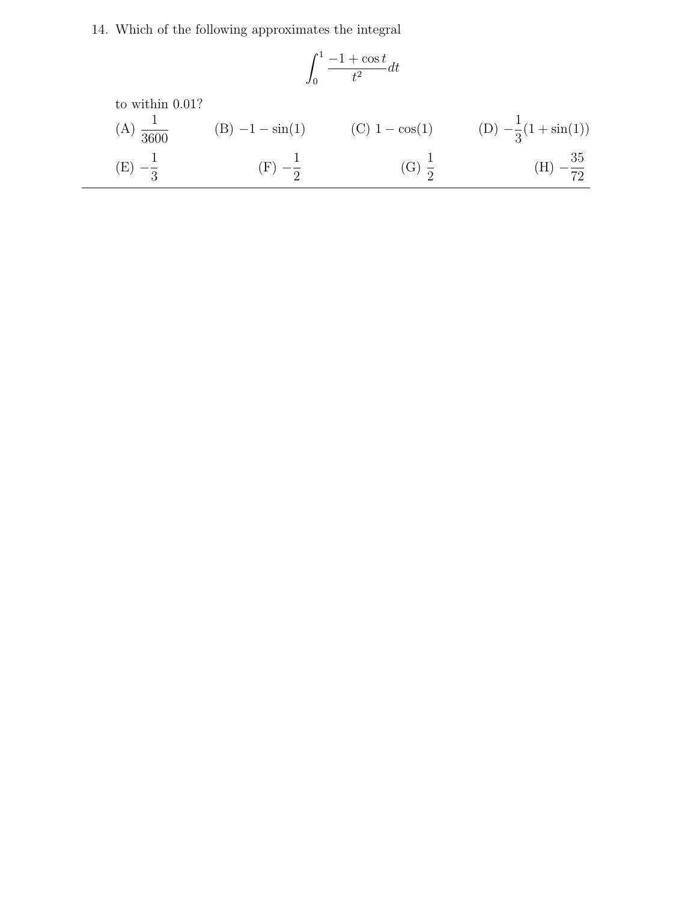14. Which of the following approximates the integral

$$\int_0^1 \frac{-1+\cos t}{t^2} dt$$

to within 0.01?

(A) $\frac{1}{3600}$ (B) $-1-\sin(1)$ (C) $1-\cos(1)$ (D) $-\frac{1}{3}(1+\sin(1))$

(E) $-\frac{1}{3}$ (F) $-\frac{1}{2}$ (G) $\frac{1}{2}$ (H) $-\frac{35}{72}$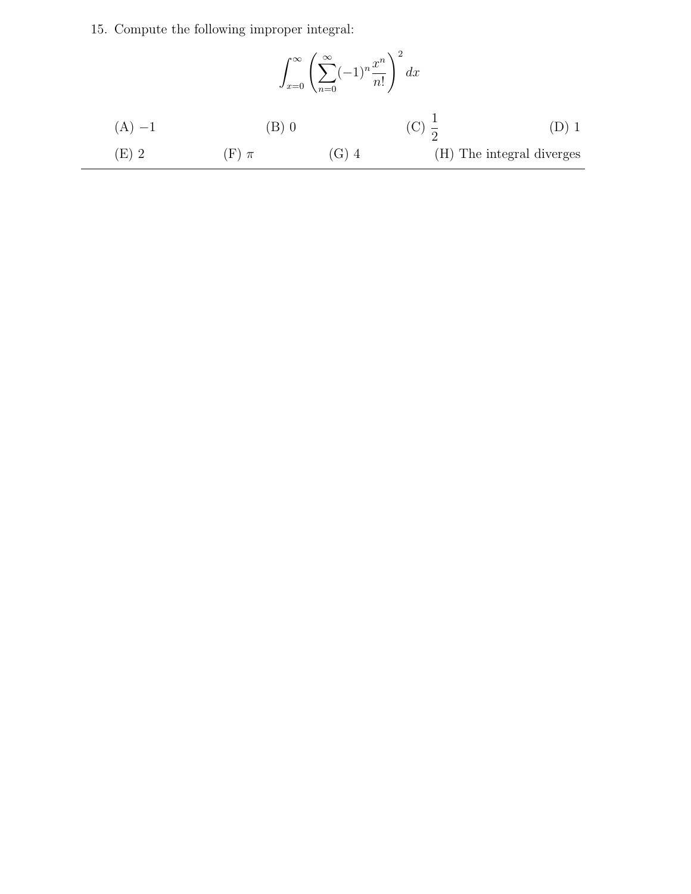15. Compute the following improper integral:

$$\int_{x=0}^{\infty} \left( \sum_{n=0}^{\infty} (-1)^n \frac{x^n}{n!} \right)^2 dx$$

(A) $-1$

(B) $0$

(C) $\frac{1}{2}$

(D) $1$

(E) $2$

(F) $\pi$

(G) $4$

(H) The integral diverges